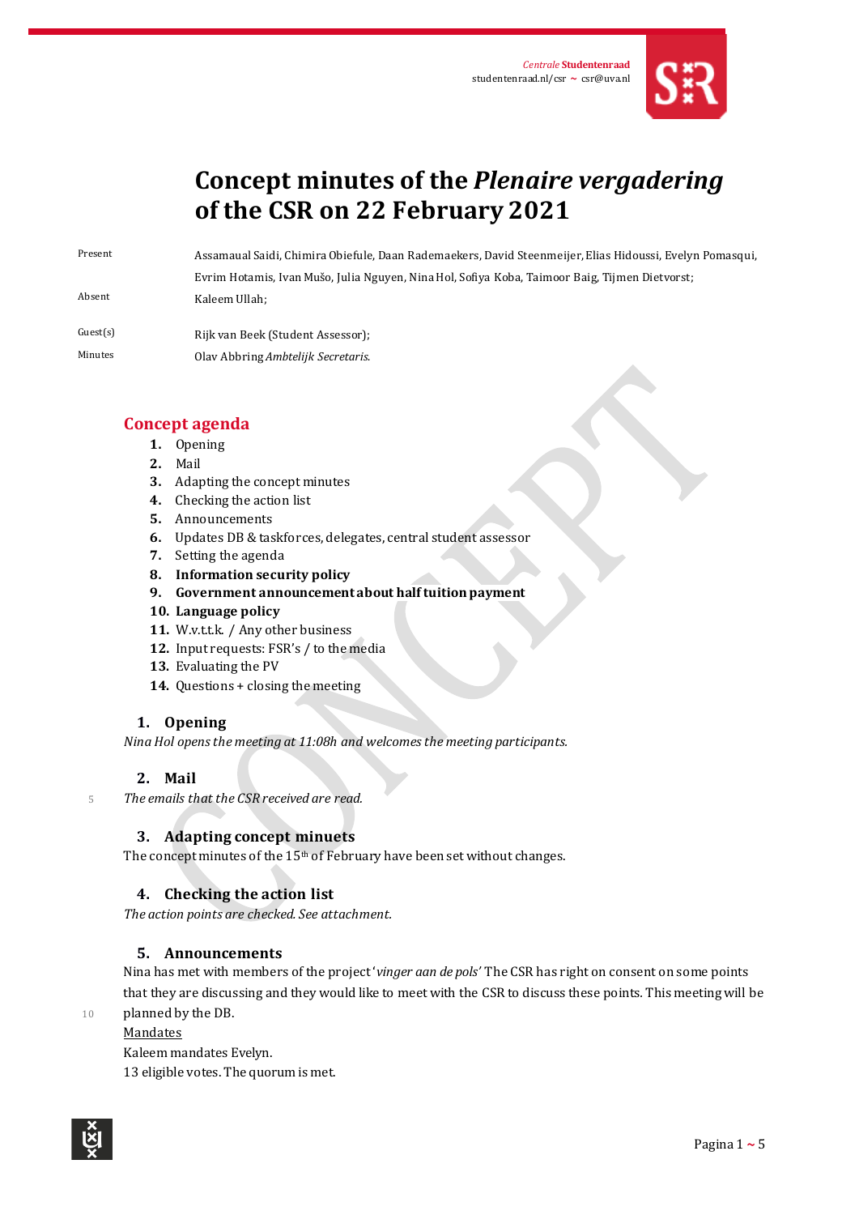# Concept minutes of the *Plenaire vergadering* of the CSR on 22 February 2021

| | |
|---|---|
| Present | Assamaual Saidi, Chimira Obiefule, Daan Rademaekers, David Steenmeijer, Elias Hidoussi, Evelyn Pomasqui, Evrim Hotamis, Ivan Mušo, Julia Nguyen, Nina Hol, Sofiya Koba, Taimoor Baig, Tijmen Dietvorst; |
| Absent | Kaleem Ullah; |
| Guest(s) | Rijk van Beek (Student Assessor); |
| Minutes | Olav Abbring *Ambtelijk Secretaris.* |

## Concept agenda

1. Opening
2. Mail
3. Adapting the concept minutes
4. Checking the action list
5. Announcements
6. Updates DB & taskforces, delegates, central student assessor
7. Setting the agenda
8. **Information security policy**
9. **Government announcement about half tuition payment**
10. **Language policy**
11. W.v.t.t.k. / Any other business
12. Input requests: FSR's / to the media
13. Evaluating the PV
14. Questions + closing the meeting

### 1. Opening

*Nina Hol opens the meeting at 11:08h and welcomes the meeting participants.*

### 2. Mail

*The emails that the CSR received are read.*

### 3. Adapting concept minuets

The concept minutes of the 15th of February have been set without changes.

### 4. Checking the action list

*The action points are checked. See attachment.*

### 5. Announcements

Nina has met with members of the project '*vinger aan de pols'* The CSR has right on consent on some points that they are discussing and they would like to meet with the CSR to discuss these points. This meeting will be planned by the DB.

<u>Mandates</u>

Kaleem mandates Evelyn.

13 eligible votes. The quorum is met.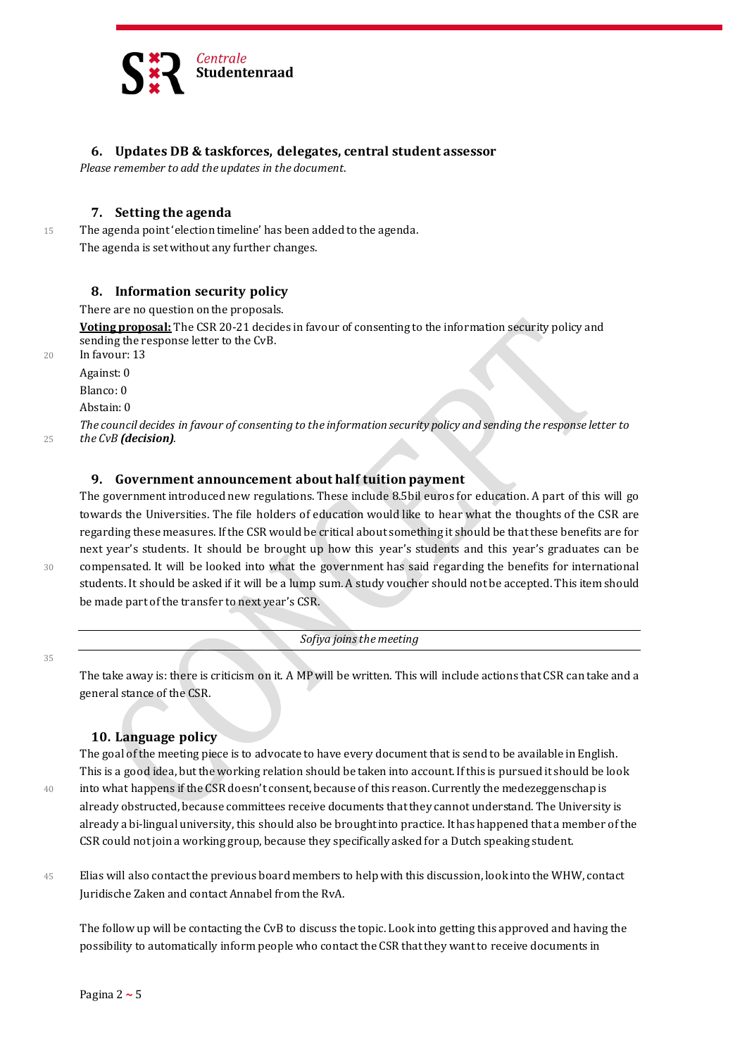## 6. Updates DB & taskforces, delegates, central student assessor

*Please remember to add the updates in the document.*

## 7. Setting the agenda

The agenda point 'election timeline' has been added to the agenda.

The agenda is set without any further changes.

## 8. Information security policy

There are no question on the proposals.

**<u>Voting proposal:</u>** The CSR 20-21 decides in favour of consenting to the information security policy and sending the response letter to the CvB.

In favour: 13

Against: 0

Blanco: 0

Abstain: 0

*The council decides in favour of consenting to the information security policy and sending the response letter to the CvB **(decision)**.*

## 9. Government announcement about half tuition payment

The government introduced new regulations. These include 8.5bil euros for education. A part of this will go towards the Universities. The file holders of education would like to hear what the thoughts of the CSR are regarding these measures. If the CSR would be critical about something it should be that these benefits are for next year's students. It should be brought up how this year's students and this year's graduates can be compensated. It will be looked into what the government has said regarding the benefits for international students. It should be asked if it will be a lump sum. A study voucher should not be accepted. This item should be made part of the transfer to next year's CSR.

---

*Sofiya joins the meeting*

---

The take away is: there is criticism on it. A MP will be written. This will include actions that CSR can take and a general stance of the CSR.

## 10. Language policy

The goal of the meeting piece is to advocate to have every document that is send to be available in English. This is a good idea, but the working relation should be taken into account. If this is pursued it should be look into what happens if the CSR doesn't consent, because of this reason. Currently the medezeggenschap is already obstructed, because committees receive documents that they cannot understand. The University is already a bi-lingual university, this should also be brought into practice. It has happened that a member of the CSR could not join a working group, because they specifically asked for a Dutch speaking student.

Elias will also contact the previous board members to help with this discussion, look into the WHW, contact Juridische Zaken and contact Annabel from the RvA.

The follow up will be contacting the CvB to discuss the topic. Look into getting this approved and having the possibility to automatically inform people who contact the CSR that they want to receive documents in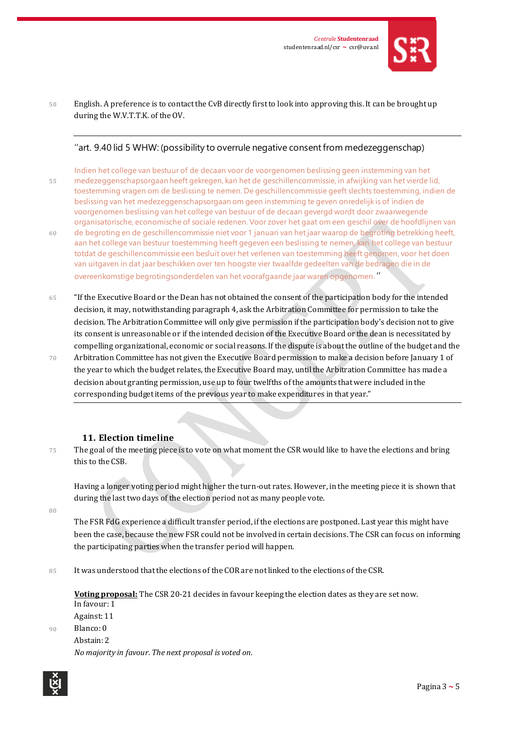English. A preference is to contact the CvB directly first to look into approving this. It can be brought up during the W.V.T.T.K. of the OV.

---

"art. 9.40 lid 5 WHW: (possibility to overrule negative consent from medezeggenschap)

Indien het college van bestuur of de decaan voor de voorgenomen beslissing geen instemming van het medezeggenschapsorgaan heeft gekregen, kan het de geschillencommissie, in afwijking van het vierde lid, toestemming vragen om de beslissing te nemen. De geschillencommissie geeft slechts toestemming, indien de beslissing van het medezeggenschapsorgaan om geen instemming te geven onredelijk is of indien de voorgenomen beslissing van het college van bestuur of de decaan gevergd wordt door zwaarwegende organisatorische, economische of sociale redenen. Voor zover het gaat om een geschil over de hoofdlijnen van de begroting en de geschillencommissie niet voor 1 januari van het jaar waarop de begroting betrekking heeft, aan het college van bestuur toestemming heeft gegeven een beslissing te nemen, kan het college van bestuur totdat de geschillencommissie een besluit over het verlenen van toestemming heeft genomen, voor het doen van uitgaven in dat jaar beschikken over ten hoogste vier twaalfde gedeelten van de bedragen die in de overeenkomstige begrotingsonderdelen van het voorafgaande jaar waren opgenomen."

"If the Executive Board or the Dean has not obtained the consent of the participation body for the intended decision, it may, notwithstanding paragraph 4, ask the Arbitration Committee for permission to take the decision. The Arbitration Committee will only give permission if the participation body's decision not to give its consent is unreasonable or if the intended decision of the Executive Board or the dean is necessitated by compelling organizational, economic or social reasons. If the dispute is about the outline of the budget and the Arbitration Committee has not given the Executive Board permission to make a decision before January 1 of the year to which the budget relates, the Executive Board may, until the Arbitration Committee has made a decision about granting permission, use up to four twelfths of the amounts that were included in the corresponding budget items of the previous year to make expenditures in that year."

---

## 11. Election timeline

The goal of the meeting piece is to vote on what moment the CSR would like to have the elections and bring this to the CSB.

Having a longer voting period might higher the turn-out rates. However, in the meeting piece it is shown that during the last two days of the election period not as many people vote.

The FSR FdG experience a difficult transfer period, if the elections are postponed. Last year this might have been the case, because the new FSR could not be involved in certain decisions. The CSR can focus on informing the participating parties when the transfer period will happen.

It was understood that the elections of the COR are not linked to the elections of the CSR.

**<u>Voting proposal:</u>** The CSR 20-21 decides in favour keeping the election dates as they are set now.
In favour: 1
Against: 11
Blanco: 0
Abstain: 2
*No majority in favour. The next proposal is voted on.*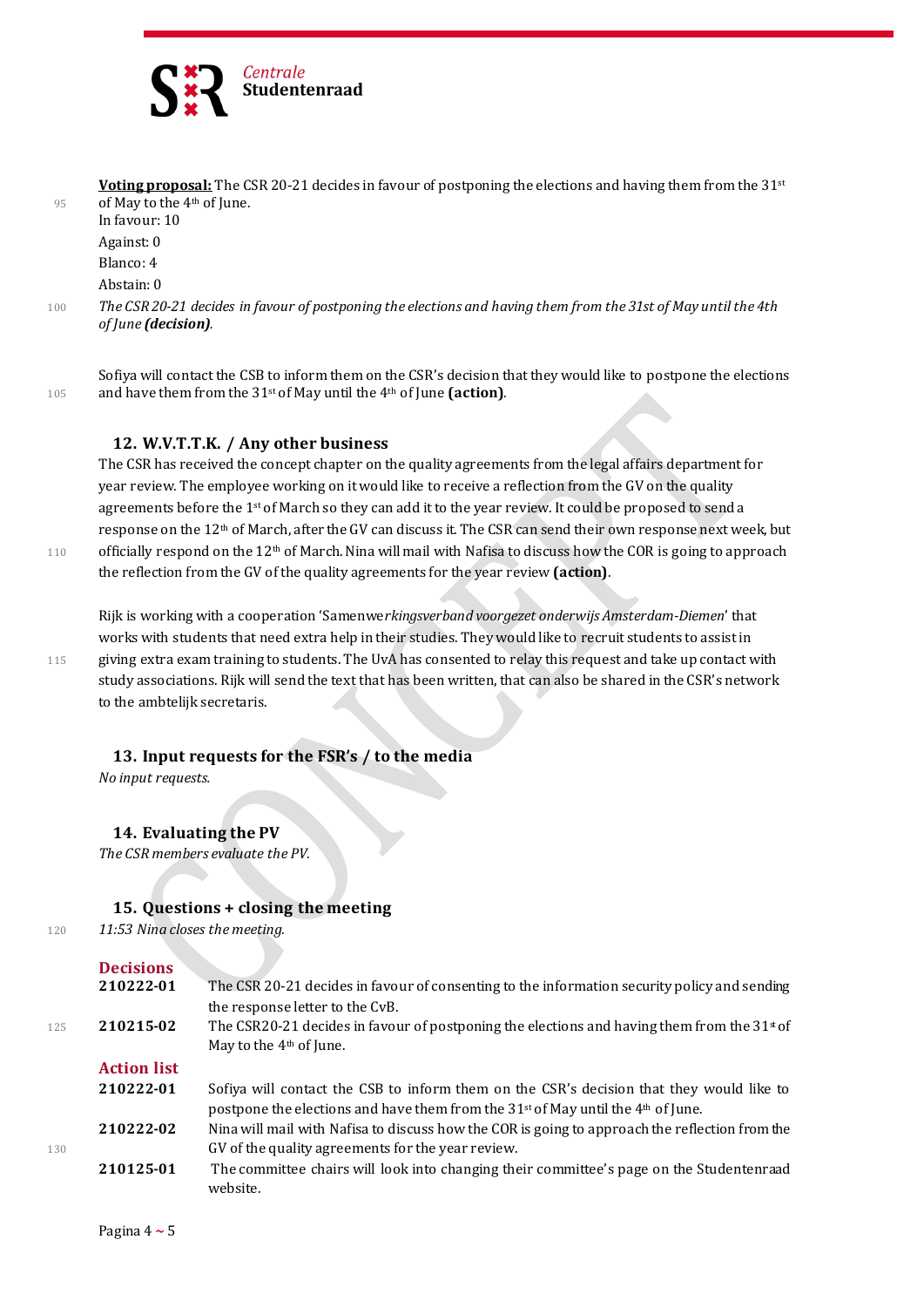**Voting proposal:** The CSR 20-21 decides in favour of postponing the elections and having them from the 31st of May to the 4th of June.

In favour: 10

Against: 0

Blanco: 4

Abstain: 0

*The CSR 20-21 decides in favour of postponing the elections and having them from the 31st of May until the 4th of June* ***(decision)****.*

Sofiya will contact the CSB to inform them on the CSR's decision that they would like to postpone the elections and have them from the 31st of May until the 4th of June **(action)**.

## 12. W.V.T.T.K. / Any other business

The CSR has received the concept chapter on the quality agreements from the legal affairs department for year review. The employee working on it would like to receive a reflection from the GV on the quality agreements before the 1st of March so they can add it to the year review. It could be proposed to send a response on the 12th of March, after the GV can discuss it. The CSR can send their own response next week, but officially respond on the 12th of March. Nina will mail with Nafisa to discuss how the COR is going to approach the reflection from the GV of the quality agreements for the year review **(action)**.

Rijk is working with a cooperation 'Samenwe*rkingsverband voorgezet onderwijs Amsterdam-Diemen*' that works with students that need extra help in their studies. They would like to recruit students to assist in giving extra exam training to students. The UvA has consented to relay this request and take up contact with study associations. Rijk will send the text that has been written, that can also be shared in the CSR's network to the ambtelijk secretaris.

## 13. Input requests for the FSR's / to the media

*No input requests.*

## 14. Evaluating the PV

*The CSR members evaluate the PV.*

## 15. Questions + closing the meeting

*11:53 Nina closes the meeting.*

### Decisions

| | |
|---|---|
| **210222-01** | The CSR 20-21 decides in favour of consenting to the information security policy and sending the response letter to the CvB. |
| **210215-02** | The CSR20-21 decides in favour of postponing the elections and having them from the 31st of May to the 4th of June. |

### Action list

| | |
|---|---|
| **210222-01** | Sofiya will contact the CSB to inform them on the CSR's decision that they would like to postpone the elections and have them from the 31st of May until the 4th of June. |
| **210222-02** | Nina will mail with Nafisa to discuss how the COR is going to approach the reflection from the GV of the quality agreements for the year review. |
| **210125-01** | The committee chairs will look into changing their committee's page on the Studentenraad website. |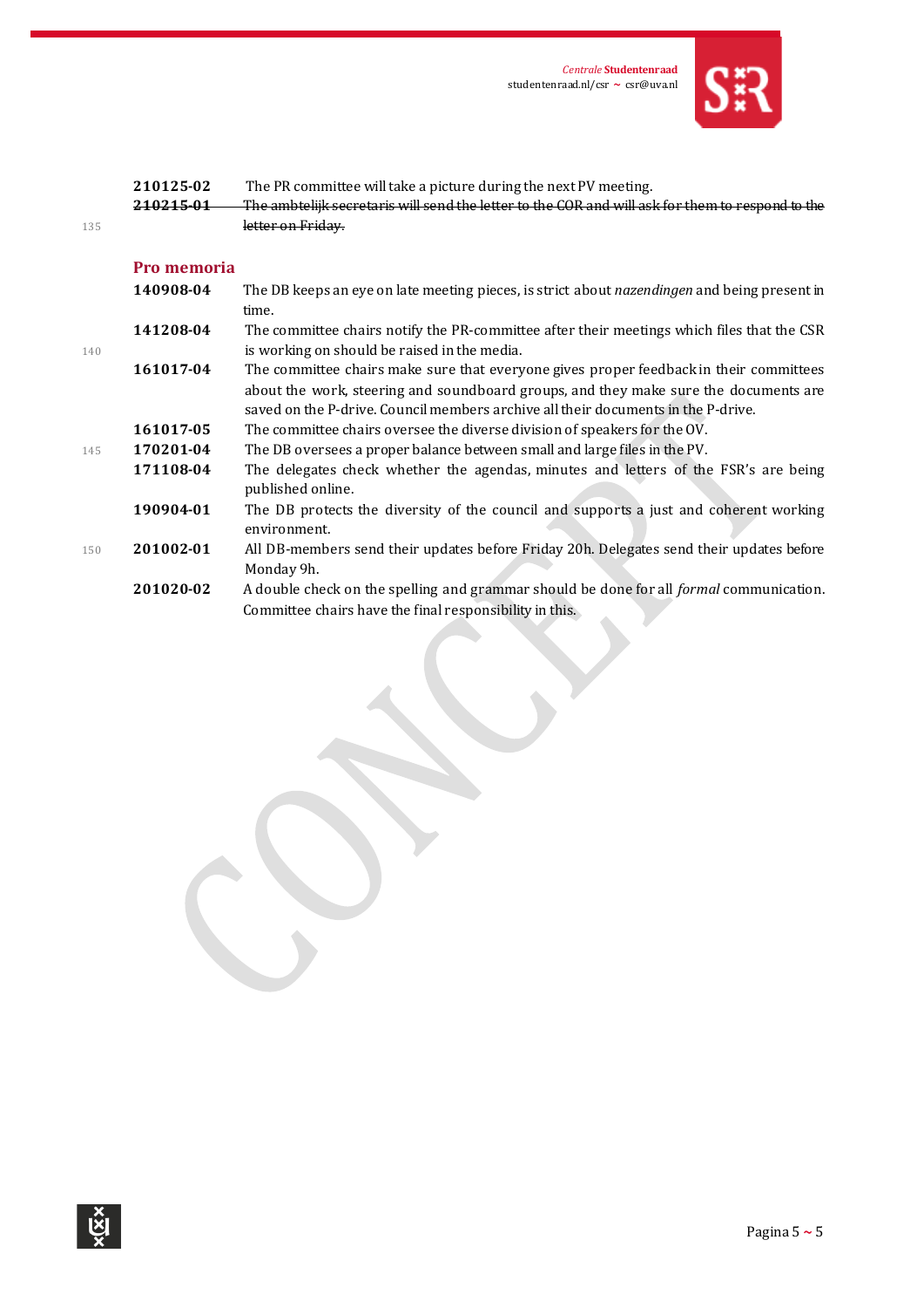**210125-02** The PR committee will take a picture during the next PV meeting.

~~**210215-01** The ambtelijk secretaris will send the letter to the COR and will ask for them to respond to the letter on Friday.~~

## Pro memoria

**140908-04** The DB keeps an eye on late meeting pieces, is strict about *nazendingen* and being present in time.

**141208-04** The committee chairs notify the PR-committee after their meetings which files that the CSR is working on should be raised in the media.

**161017-04** The committee chairs make sure that everyone gives proper feedback in their committees about the work, steering and soundboard groups, and they make sure the documents are saved on the P-drive. Council members archive all their documents in the P-drive.

**161017-05** The committee chairs oversee the diverse division of speakers for the OV.

**170201-04** The DB oversees a proper balance between small and large files in the PV.

**171108-04** The delegates check whether the agendas, minutes and letters of the FSR's are being published online.

**190904-01** The DB protects the diversity of the council and supports a just and coherent working environment.

**201002-01** All DB-members send their updates before Friday 20h. Delegates send their updates before Monday 9h.

**201020-02** A double check on the spelling and grammar should be done for all *formal* communication. Committee chairs have the final responsibility in this.